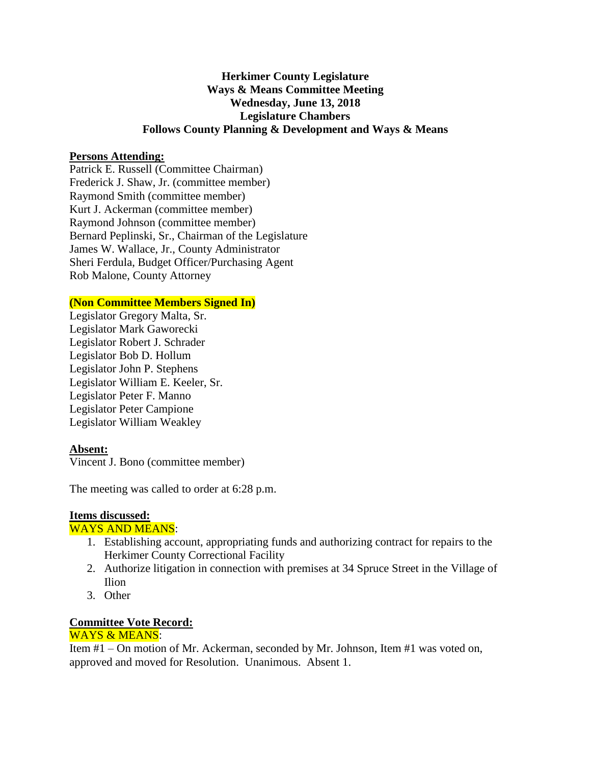**Herkimer County Legislature**
**Ways & Means Committee Meeting**
**Wednesday, June 13, 2018**
**Legislature Chambers**
**Follows County Planning & Development and Ways & Means**

**Persons Attending:**

Patrick E. Russell (Committee Chairman)
Frederick J. Shaw, Jr. (committee member)
Raymond Smith (committee member)
Kurt J. Ackerman (committee member)
Raymond Johnson (committee member)
Bernard Peplinski, Sr., Chairman of the Legislature
James W. Wallace, Jr., County Administrator
Sheri Ferdula, Budget Officer/Purchasing Agent
Rob Malone, County Attorney

**(Non Committee Members Signed In)**

Legislator Gregory Malta, Sr.
Legislator Mark Gaworecki
Legislator Robert J. Schrader
Legislator Bob D. Hollum
Legislator John P. Stephens
Legislator William E. Keeler, Sr.
Legislator Peter F. Manno
Legislator Peter Campione
Legislator William Weakley

**Absent:**

Vincent J. Bono (committee member)

The meeting was called to order at 6:28 p.m.

**Items discussed:**

WAYS AND MEANS:

1. Establishing account, appropriating funds and authorizing contract for repairs to the Herkimer County Correctional Facility
2. Authorize litigation in connection with premises at 34 Spruce Street in the Village of Ilion
3. Other

**Committee Vote Record:**

WAYS & MEANS:

Item #1 – On motion of Mr. Ackerman, seconded by Mr. Johnson, Item #1 was voted on, approved and moved for Resolution. Unanimous. Absent 1.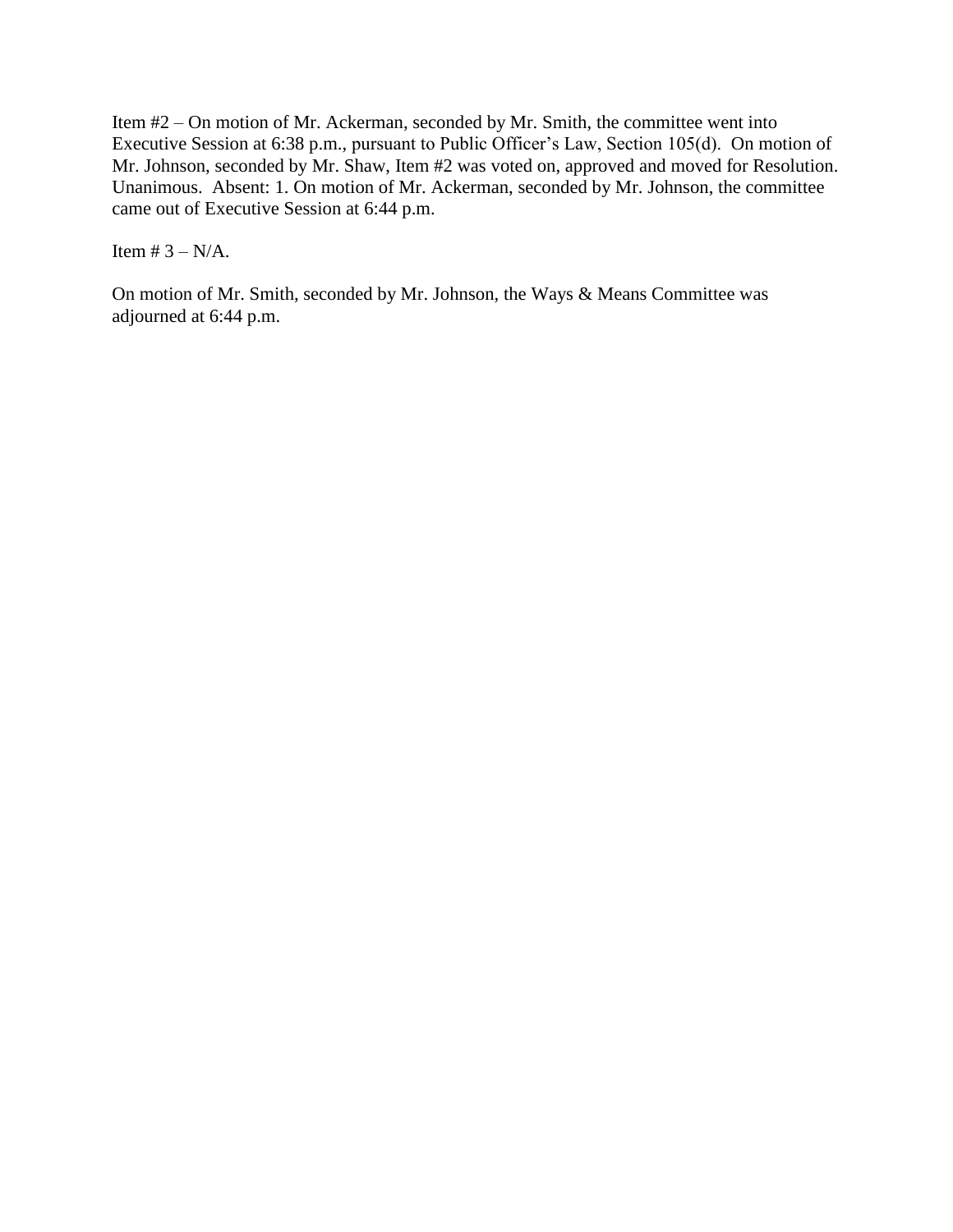Item #2 – On motion of Mr. Ackerman, seconded by Mr. Smith, the committee went into Executive Session at 6:38 p.m., pursuant to Public Officer's Law, Section 105(d). On motion of Mr. Johnson, seconded by Mr. Shaw, Item #2 was voted on, approved and moved for Resolution. Unanimous. Absent: 1. On motion of Mr. Ackerman, seconded by Mr. Johnson, the committee came out of Executive Session at 6:44 p.m.

Item # 3 – N/A.

On motion of Mr. Smith, seconded by Mr. Johnson, the Ways & Means Committee was adjourned at 6:44 p.m.